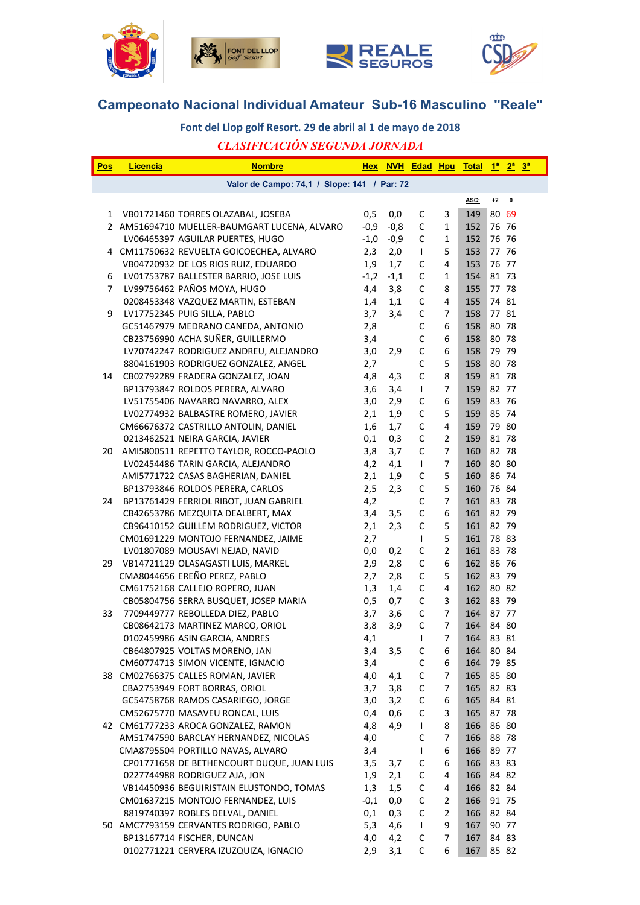# Campeonato Nacional Individual Amateur Sub-16 Masculino "Reale"

## Font del Llop golf Resort. 29 de abril al 1 de mayo de 2018

### *CLASIFICACIÓN SEGUNDA JORNADA*

| Pos | Licencia | Nombre | Hex | NVH | Edad | Hpu | Total | 1ª | 2ª | 3ª |
|---|---|---|---|---|---|---|---|---|---|---|
| Valor de Campo: 74,1 / Slope: 141 / Par: 72 | | | | | | | | | | |
| | | | | | | | ASC: | +2 | 0 | |
| 1 | VB01721460 | TORRES OLAZABAL, JOSEBA | 0,5 | 0,0 | C | 3 | 149 | 80 | 69 | |
| 2 | AM51694710 | MUELLER-BAUMGART LUCENA, ALVARO | -0,9 | -0,8 | C | 1 | 152 | 76 | 76 | |
| | LV06465397 | AGUILAR PUERTES, HUGO | -1,0 | -0,9 | C | 1 | 152 | 76 | 76 | |
| 4 | CM11750632 | REVUELTA GOICOECHEA, ALVARO | 2,3 | 2,0 | I | 5 | 153 | 77 | 76 | |
| | VB04720932 | DE LOS RIOS RUIZ, EDUARDO | 1,9 | 1,7 | C | 4 | 153 | 76 | 77 | |
| 6 | LV01753787 | BALLESTER BARRIO, JOSE LUIS | -1,2 | -1,1 | C | 1 | 154 | 81 | 73 | |
| 7 | LV99756462 | PAÑOS MOYA, HUGO | 4,4 | 3,8 | C | 8 | 155 | 77 | 78 | |
| | 0208453348 | VAZQUEZ MARTIN, ESTEBAN | 1,4 | 1,1 | C | 4 | 155 | 74 | 81 | |
| 9 | LV17752345 | PUIG SILLA, PABLO | 3,7 | 3,4 | C | 7 | 158 | 77 | 81 | |
| | GC51467979 | MEDRANO CANEDA, ANTONIO | 2,8 | | C | 6 | 158 | 80 | 78 | |
| | CB23756990 | ACHA SUÑER, GUILLERMO | 3,4 | | C | 6 | 158 | 80 | 78 | |
| | LV70742247 | RODRIGUEZ ANDREU, ALEJANDRO | 3,0 | 2,9 | C | 6 | 158 | 79 | 79 | |
| | 8804161903 | RODRIGUEZ GONZALEZ, ANGEL | 2,7 | | C | 5 | 158 | 80 | 78 | |
| 14 | CB02792289 | FRADERA GONZALEZ, JOAN | 4,8 | 4,3 | C | 8 | 159 | 81 | 78 | |
| | BP13793847 | ROLDOS PERERA, ALVARO | 3,6 | 3,4 | I | 7 | 159 | 82 | 77 | |
| | LV51755406 | NAVARRO NAVARRO, ALEX | 3,0 | 2,9 | C | 6 | 159 | 83 | 76 | |
| | LV02774932 | BALBASTRE ROMERO, JAVIER | 2,1 | 1,9 | C | 5 | 159 | 85 | 74 | |
| | CM66676372 | CASTRILLO ANTOLIN, DANIEL | 1,6 | 1,7 | C | 4 | 159 | 79 | 80 | |
| | 0213462521 | NEIRA GARCIA, JAVIER | 0,1 | 0,3 | C | 2 | 159 | 81 | 78 | |
| 20 | AMI5800511 | REPETTO TAYLOR, ROCCO-PAOLO | 3,8 | 3,7 | C | 7 | 160 | 82 | 78 | |
| | LV02454486 | TARIN GARCIA, ALEJANDRO | 4,2 | 4,1 | I | 7 | 160 | 80 | 80 | |
| | AMI5771722 | CASAS BAGHERIAN, DANIEL | 2,1 | 1,9 | C | 5 | 160 | 86 | 74 | |
| | BP13793846 | ROLDOS PERERA, CARLOS | 2,5 | 2,3 | C | 5 | 160 | 76 | 84 | |
| 24 | BP13761429 | FERRIOL RIBOT, JUAN GABRIEL | 4,2 | | C | 7 | 161 | 83 | 78 | |
| | CB42653786 | MEZQUITA DEALBERT, MAX | 3,4 | 3,5 | C | 6 | 161 | 82 | 79 | |
| | CB96410152 | GUILLEM RODRIGUEZ, VICTOR | 2,1 | 2,3 | C | 5 | 161 | 82 | 79 | |
| | CM01691229 | MONTOJO FERNANDEZ, JAIME | 2,7 | | I | 5 | 161 | 78 | 83 | |
| | LV01807089 | MOUSAVI NEJAD, NAVID | 0,0 | 0,2 | C | 2 | 161 | 83 | 78 | |
| 29 | VB14721129 | OLASAGASTI LUIS, MARKEL | 2,9 | 2,8 | C | 6 | 162 | 86 | 76 | |
| | CMA8044656 | EREÑO PEREZ, PABLO | 2,7 | 2,8 | C | 5 | 162 | 83 | 79 | |
| | CM61752168 | CALLEJO ROPERO, JUAN | 1,3 | 1,4 | C | 4 | 162 | 80 | 82 | |
| | CB05804756 | SERRA BUSQUET, JOSEP MARIA | 0,5 | 0,7 | C | 3 | 162 | 83 | 79 | |
| 33 | 7709449777 | REBOLLEDA DIEZ, PABLO | 3,7 | 3,6 | C | 7 | 164 | 87 | 77 | |
| | CB08642173 | MARTINEZ MARCO, ORIOL | 3,8 | 3,9 | C | 7 | 164 | 84 | 80 | |
| | 0102459986 | ASIN GARCIA, ANDRES | 4,1 | | I | 7 | 164 | 83 | 81 | |
| | CB64807925 | VOLTAS MORENO, JAN | 3,4 | 3,5 | C | 6 | 164 | 80 | 84 | |
| | CM60774713 | SIMON VICENTE, IGNACIO | 3,4 | | C | 6 | 164 | 79 | 85 | |
| 38 | CM02766375 | CALLES ROMAN, JAVIER | 4,0 | 4,1 | C | 7 | 165 | 85 | 80 | |
| | CBA2753949 | FORT BORRAS, ORIOL | 3,7 | 3,8 | C | 7 | 165 | 82 | 83 | |
| | GC54758768 | RAMOS CASARIEGO, JORGE | 3,0 | 3,2 | C | 6 | 165 | 84 | 81 | |
| | CM52675770 | MASAVEU RONCAL, LUIS | 0,4 | 0,6 | C | 3 | 165 | 87 | 78 | |
| 42 | CM61777233 | AROCA GONZALEZ, RAMON | 4,8 | 4,9 | I | 8 | 166 | 86 | 80 | |
| | AM51747590 | BARCLAY HERNANDEZ, NICOLAS | 4,0 | | C | 7 | 166 | 88 | 78 | |
| | CMA8795504 | PORTILLO NAVAS, ALVARO | 3,4 | | I | 6 | 166 | 89 | 77 | |
| | CP01771658 | DE BETHENCOURT DUQUE, JUAN LUIS | 3,5 | 3,7 | C | 6 | 166 | 83 | 83 | |
| | 0227744988 | RODRIGUEZ AJA, JON | 1,9 | 2,1 | C | 4 | 166 | 84 | 82 | |
| | VB14450936 | BEGUIRISTAIN ELUSTONDO, TOMAS | 1,3 | 1,5 | C | 4 | 166 | 82 | 84 | |
| | CM01637215 | MONTOJO FERNANDEZ, LUIS | -0,1 | 0,0 | C | 2 | 166 | 91 | 75 | |
| | 8819740397 | ROBLES DELVAL, DANIEL | 0,1 | 0,3 | C | 2 | 166 | 82 | 84 | |
| 50 | AMC7793159 | CERVANTES RODRIGO, PABLO | 5,3 | 4,6 | I | 9 | 167 | 90 | 77 | |
| | BP13167714 | FISCHER, DUNCAN | 4,0 | 4,2 | C | 7 | 167 | 84 | 83 | |
| | 0102771221 | CERVERA IZUZQUIZA, IGNACIO | 2,9 | 3,1 | C | 6 | 167 | 85 | 82 | |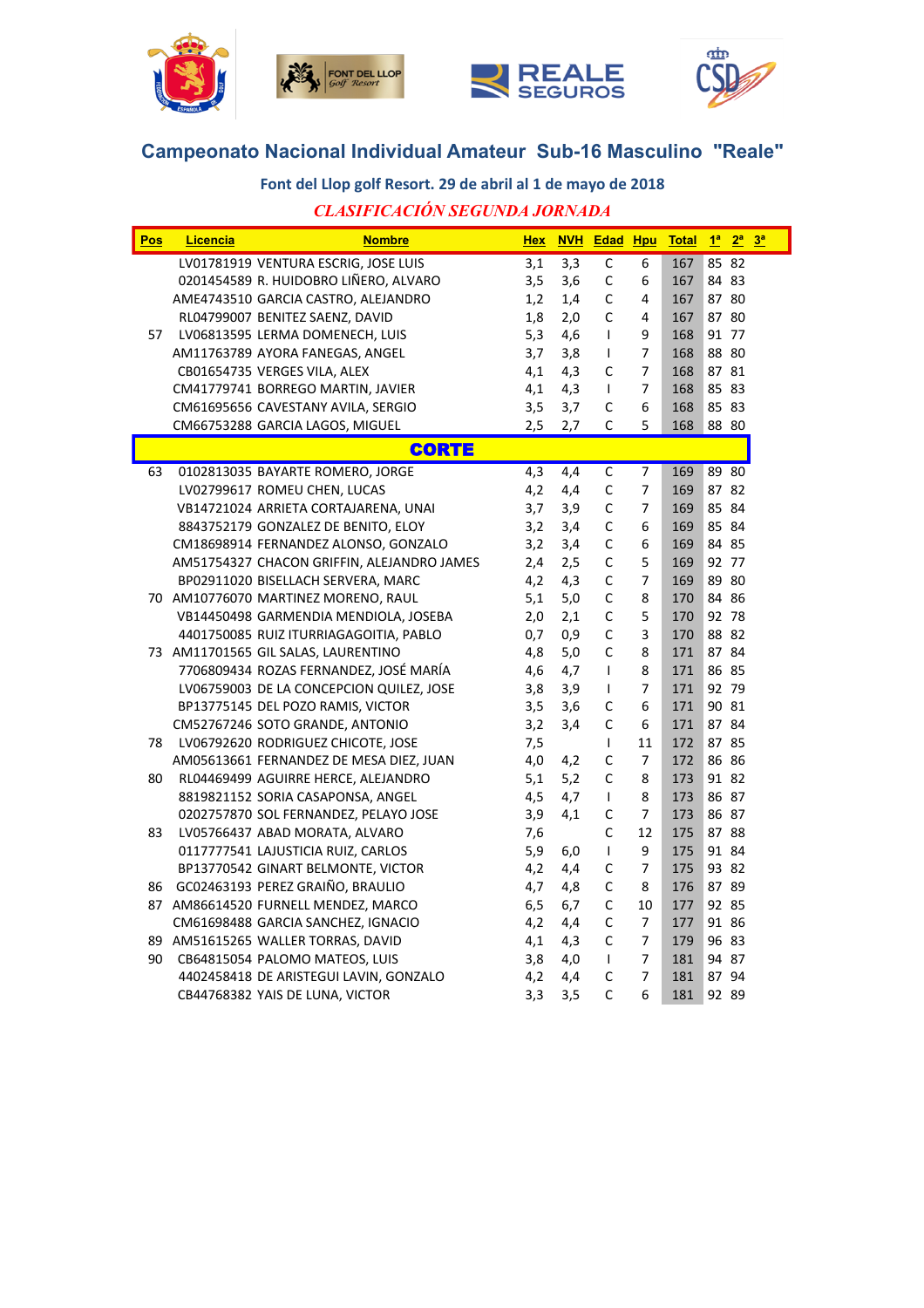## Campeonato Nacional Individual Amateur Sub-16 Masculino "Reale"

**Font del Llop golf Resort. 29 de abril al 1 de mayo de 2018**

*CLASIFICACIÓN SEGUNDA JORNADA*

| Pos | Licencia | Nombre | Hex | NVH | Edad | Hpu | Total | 1ª | 2ª | 3ª |
|---|---|---|---|---|---|---|---|---|---|---|
| | LV01781919 | VENTURA ESCRIG, JOSE LUIS | 3,1 | 3,3 | C | 6 | 167 | 85 | 82 | |
| | 0201454589 | R. HUIDOBRO LIÑERO, ALVARO | 3,5 | 3,6 | C | 6 | 167 | 84 | 83 | |
| | AME4743510 | GARCIA CASTRO, ALEJANDRO | 1,2 | 1,4 | C | 4 | 167 | 87 | 80 | |
| | RL04799007 | BENITEZ SAENZ, DAVID | 1,8 | 2,0 | C | 4 | 167 | 87 | 80 | |
| 57 | LV06813595 | LERMA DOMENECH, LUIS | 5,3 | 4,6 | I | 9 | 168 | 91 | 77 | |
| | AM11763789 | AYORA FANEGAS, ANGEL | 3,7 | 3,8 | I | 7 | 168 | 88 | 80 | |
| | CB01654735 | VERGES VILA, ALEX | 4,1 | 4,3 | C | 7 | 168 | 87 | 81 | |
| | CM41779741 | BORREGO MARTIN, JAVIER | 4,1 | 4,3 | I | 7 | 168 | 85 | 83 | |
| | CM61695656 | CAVESTANY AVILA, SERGIO | 3,5 | 3,7 | C | 6 | 168 | 85 | 83 | |
| | CM66753288 | GARCIA LAGOS, MIGUEL | 2,5 | 2,7 | C | 5 | 168 | 88 | 80 | |
| | | **CORTE** | | | | | | | | |
| 63 | 0102813035 | BAYARTE ROMERO, JORGE | 4,3 | 4,4 | C | 7 | 169 | 89 | 80 | |
| | LV02799617 | ROMEU CHEN, LUCAS | 4,2 | 4,4 | C | 7 | 169 | 87 | 82 | |
| | VB14721024 | ARRIETA CORTAJARENA, UNAI | 3,7 | 3,9 | C | 7 | 169 | 85 | 84 | |
| | 8843752179 | GONZALEZ DE BENITO, ELOY | 3,2 | 3,4 | C | 6 | 169 | 85 | 84 | |
| | CM18698914 | FERNANDEZ ALONSO, GONZALO | 3,2 | 3,4 | C | 6 | 169 | 84 | 85 | |
| | AM51754327 | CHACON GRIFFIN, ALEJANDRO JAMES | 2,4 | 2,5 | C | 5 | 169 | 92 | 77 | |
| | BP02911020 | BISELLACH SERVERA, MARC | 4,2 | 4,3 | C | 7 | 169 | 89 | 80 | |
| 70 | AM10776070 | MARTINEZ MORENO, RAUL | 5,1 | 5,0 | C | 8 | 170 | 84 | 86 | |
| | VB14450498 | GARMENDIA MENDIOLA, JOSEBA | 2,0 | 2,1 | C | 5 | 170 | 92 | 78 | |
| | 4401750085 | RUIZ ITURRIAGAGOITIA, PABLO | 0,7 | 0,9 | C | 3 | 170 | 88 | 82 | |
| 73 | AM11701565 | GIL SALAS, LAURENTINO | 4,8 | 5,0 | C | 8 | 171 | 87 | 84 | |
| | 7706809434 | ROZAS FERNANDEZ, JOSÉ MARÍA | 4,6 | 4,7 | I | 8 | 171 | 86 | 85 | |
| | LV06759003 | DE LA CONCEPCION QUILEZ, JOSE | 3,8 | 3,9 | I | 7 | 171 | 92 | 79 | |
| | BP13775145 | DEL POZO RAMIS, VICTOR | 3,5 | 3,6 | C | 6 | 171 | 90 | 81 | |
| | CM52767246 | SOTO GRANDE, ANTONIO | 3,2 | 3,4 | C | 6 | 171 | 87 | 84 | |
| 78 | LV06792620 | RODRIGUEZ CHICOTE, JOSE | 7,5 | | I | 11 | 172 | 87 | 85 | |
| | AM05613661 | FERNANDEZ DE MESA DIEZ, JUAN | 4,0 | 4,2 | C | 7 | 172 | 86 | 86 | |
| 80 | RL04469499 | AGUIRRE HERCE, ALEJANDRO | 5,1 | 5,2 | C | 8 | 173 | 91 | 82 | |
| | 8819821152 | SORIA CASAPONSA, ANGEL | 4,5 | 4,7 | I | 8 | 173 | 86 | 87 | |
| | 0202757870 | SOL FERNANDEZ, PELAYO JOSE | 3,9 | 4,1 | C | 7 | 173 | 86 | 87 | |
| 83 | LV05766437 | ABAD MORATA, ALVARO | 7,6 | | C | 12 | 175 | 87 | 88 | |
| | 0117777541 | LAJUSTICIA RUIZ, CARLOS | 5,9 | 6,0 | I | 9 | 175 | 91 | 84 | |
| | BP13770542 | GINART BELMONTE, VICTOR | 4,2 | 4,4 | C | 7 | 175 | 93 | 82 | |
| 86 | GC02463193 | PEREZ GRAIÑO, BRAULIO | 4,7 | 4,8 | C | 8 | 176 | 87 | 89 | |
| 87 | AM86614520 | FURNELL MENDEZ, MARCO | 6,5 | 6,7 | C | 10 | 177 | 92 | 85 | |
| | CM61698488 | GARCIA SANCHEZ, IGNACIO | 4,2 | 4,4 | C | 7 | 177 | 91 | 86 | |
| 89 | AM51615265 | WALLER TORRAS, DAVID | 4,1 | 4,3 | C | 7 | 179 | 96 | 83 | |
| 90 | CB64815054 | PALOMO MATEOS, LUIS | 3,8 | 4,0 | I | 7 | 181 | 94 | 87 | |
| | 4402458418 | DE ARISTEGUI LAVIN, GONZALO | 4,2 | 4,4 | C | 7 | 181 | 87 | 94 | |
| | CB44768382 | YAIS DE LUNA, VICTOR | 3,3 | 3,5 | C | 6 | 181 | 92 | 89 | |